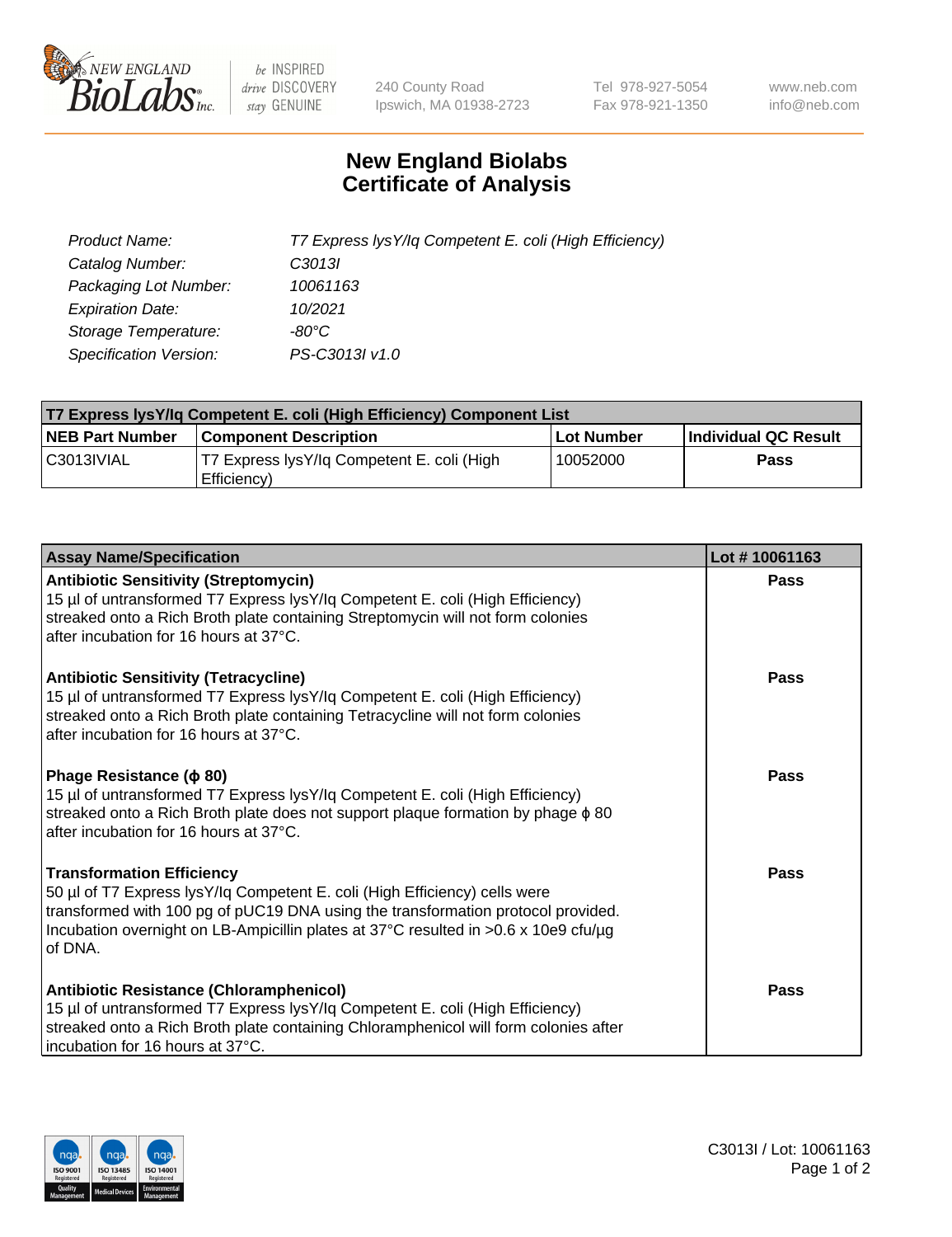# New England Biolabs Certificate of Analysis

| | |
|---|---|
| *Product Name:* | *T7 Express lysY/Iq Competent E. coli (High Efficiency)* |
| *Catalog Number:* | *C3013I* |
| *Packaging Lot Number:* | *10061163* |
| *Expiration Date:* | *10/2021* |
| *Storage Temperature:* | *-80°C* |
| *Specification Version:* | *PS-C3013I v1.0* |

| T7 Express lysY/Iq Competent E. coli (High Efficiency) Component List | | | |
|---|---|---|---|
| **NEB Part Number** | **Component Description** | **Lot Number** | **Individual QC Result** |
| C3013IVIAL | T7 Express lysY/Iq Competent E. coli (High Efficiency) | 10052000 | **Pass** |

| Assay Name/Specification | Lot # 10061163 |
|---|---|
| **Antibiotic Sensitivity (Streptomycin)**<br>15 µl of untransformed T7 Express lysY/Iq Competent E. coli (High Efficiency) streaked onto a Rich Broth plate containing Streptomycin will not form colonies after incubation for 16 hours at 37°C. | **Pass** |
| **Antibiotic Sensitivity (Tetracycline)**<br>15 µl of untransformed T7 Express lysY/Iq Competent E. coli (High Efficiency) streaked onto a Rich Broth plate containing Tetracycline will not form colonies after incubation for 16 hours at 37°C. | **Pass** |
| **Phage Resistance (ϕ 80)**<br>15 µl of untransformed T7 Express lysY/Iq Competent E. coli (High Efficiency) streaked onto a Rich Broth plate does not support plaque formation by phage ϕ 80 after incubation for 16 hours at 37°C. | **Pass** |
| **Transformation Efficiency**<br>50 µl of T7 Express lysY/Iq Competent E. coli (High Efficiency) cells were transformed with 100 pg of pUC19 DNA using the transformation protocol provided. Incubation overnight on LB-Ampicillin plates at 37°C resulted in >0.6 x 10e9 cfu/µg of DNA. | **Pass** |
| **Antibiotic Resistance (Chloramphenicol)**<br>15 µl of untransformed T7 Express lysY/Iq Competent E. coli (High Efficiency) streaked onto a Rich Broth plate containing Chloramphenicol will form colonies after incubation for 16 hours at 37°C. | **Pass** |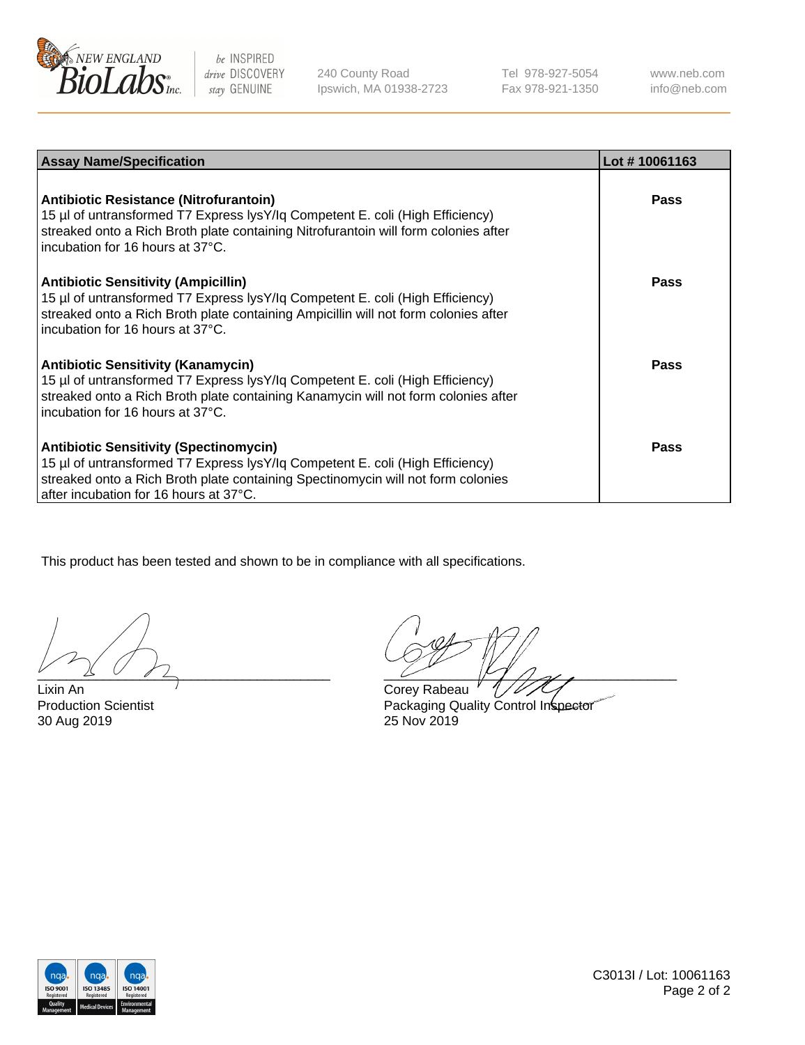| Assay Name/Specification | Lot # 10061163 |
|---|---|
| **Antibiotic Resistance (Nitrofurantoin)**<br>15 µl of untransformed T7 Express lysY/Iq Competent E. coli (High Efficiency) streaked onto a Rich Broth plate containing Nitrofurantoin will form colonies after incubation for 16 hours at 37°C. | **Pass** |
| **Antibiotic Sensitivity (Ampicillin)**<br>15 µl of untransformed T7 Express lysY/Iq Competent E. coli (High Efficiency) streaked onto a Rich Broth plate containing Ampicillin will not form colonies after incubation for 16 hours at 37°C. | **Pass** |
| **Antibiotic Sensitivity (Kanamycin)**<br>15 µl of untransformed T7 Express lysY/Iq Competent E. coli (High Efficiency) streaked onto a Rich Broth plate containing Kanamycin will not form colonies after incubation for 16 hours at 37°C. | **Pass** |
| **Antibiotic Sensitivity (Spectinomycin)**<br>15 µl of untransformed T7 Express lysY/Iq Competent E. coli (High Efficiency) streaked onto a Rich Broth plate containing Spectinomycin will not form colonies after incubation for 16 hours at 37°C. | **Pass** |

This product has been tested and shown to be in compliance with all specifications.

Lixin An
Production Scientist
30 Aug 2019

Corey Rabeau
Packaging Quality Control Inspector
25 Nov 2019

C3013I / Lot: 10061163